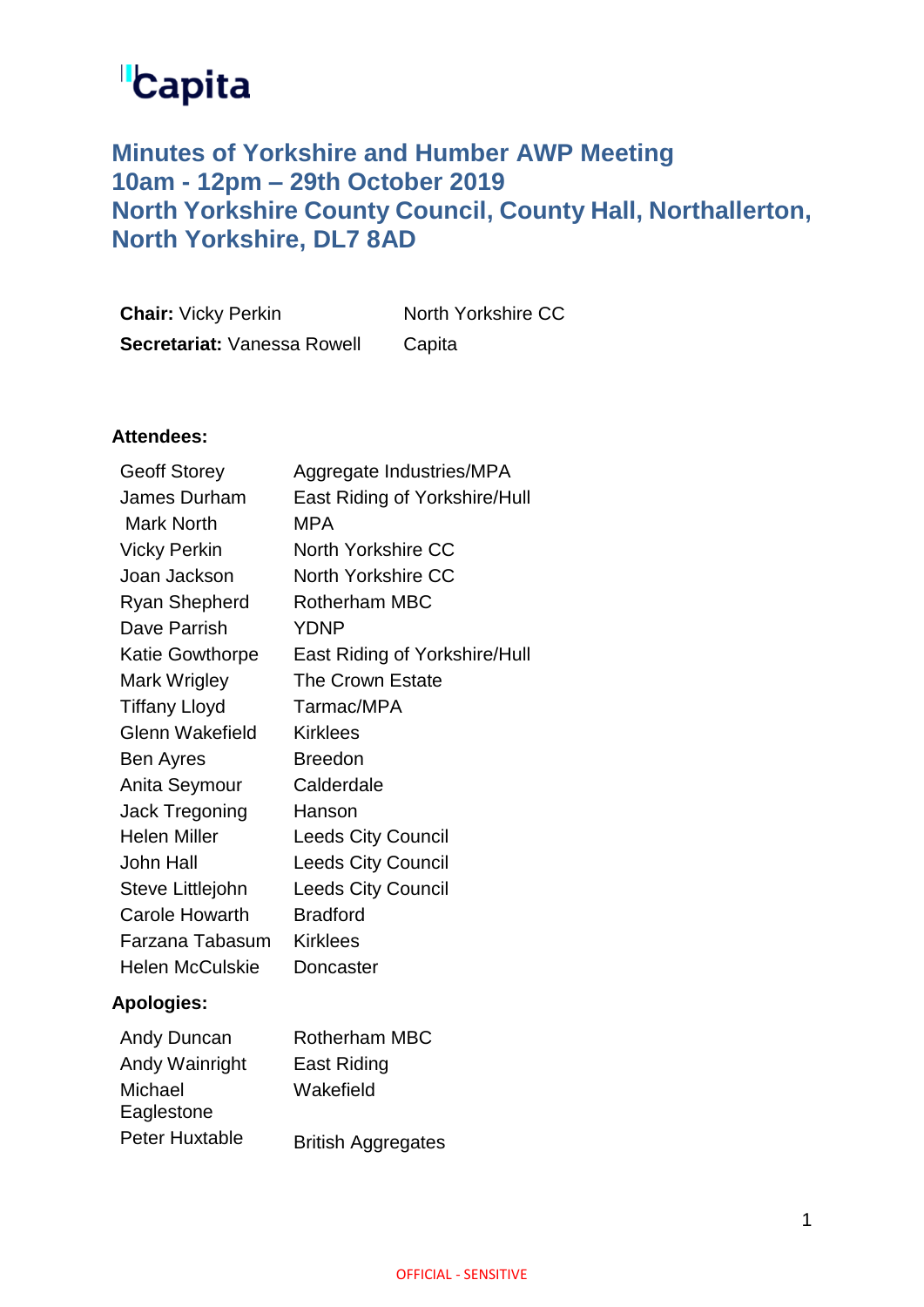Capita

# Minutes of Yorkshire and Humber AWP Meeting 10am - 12pm – 29th October 2019 North Yorkshire County Council, County Hall, Northallerton, North Yorkshire, DL7 8AD

| | |
|---|---|
| **Chair:** Vicky Perkin | North Yorkshire CC |
| **Secretariat:** Vanessa Rowell | Capita |

**Attendees:**

| | |
|---|---|
| Geoff Storey | Aggregate Industries/MPA |
| James Durham | East Riding of Yorkshire/Hull |
| Mark North | MPA |
| Vicky Perkin | North Yorkshire CC |
| Joan Jackson | North Yorkshire CC |
| Ryan Shepherd | Rotherham MBC |
| Dave Parrish | YDNP |
| Katie Gowthorpe | East Riding of Yorkshire/Hull |
| Mark Wrigley | The Crown Estate |
| Tiffany Lloyd | Tarmac/MPA |
| Glenn Wakefield | Kirklees |
| Ben Ayres | Breedon |
| Anita Seymour | Calderdale |
| Jack Tregoning | Hanson |
| Helen Miller | Leeds City Council |
| John Hall | Leeds City Council |
| Steve Littlejohn | Leeds City Council |
| Carole Howarth | Bradford |
| Farzana Tabasum | Kirklees |
| Helen McCulskie | Doncaster |

**Apologies:**

| | |
|---|---|
| Andy Duncan | Rotherham MBC |
| Andy Wainright | East Riding |
| Michael Eaglestone | Wakefield |
| Peter Huxtable | British Aggregates |

OFFICIAL - SENSITIVE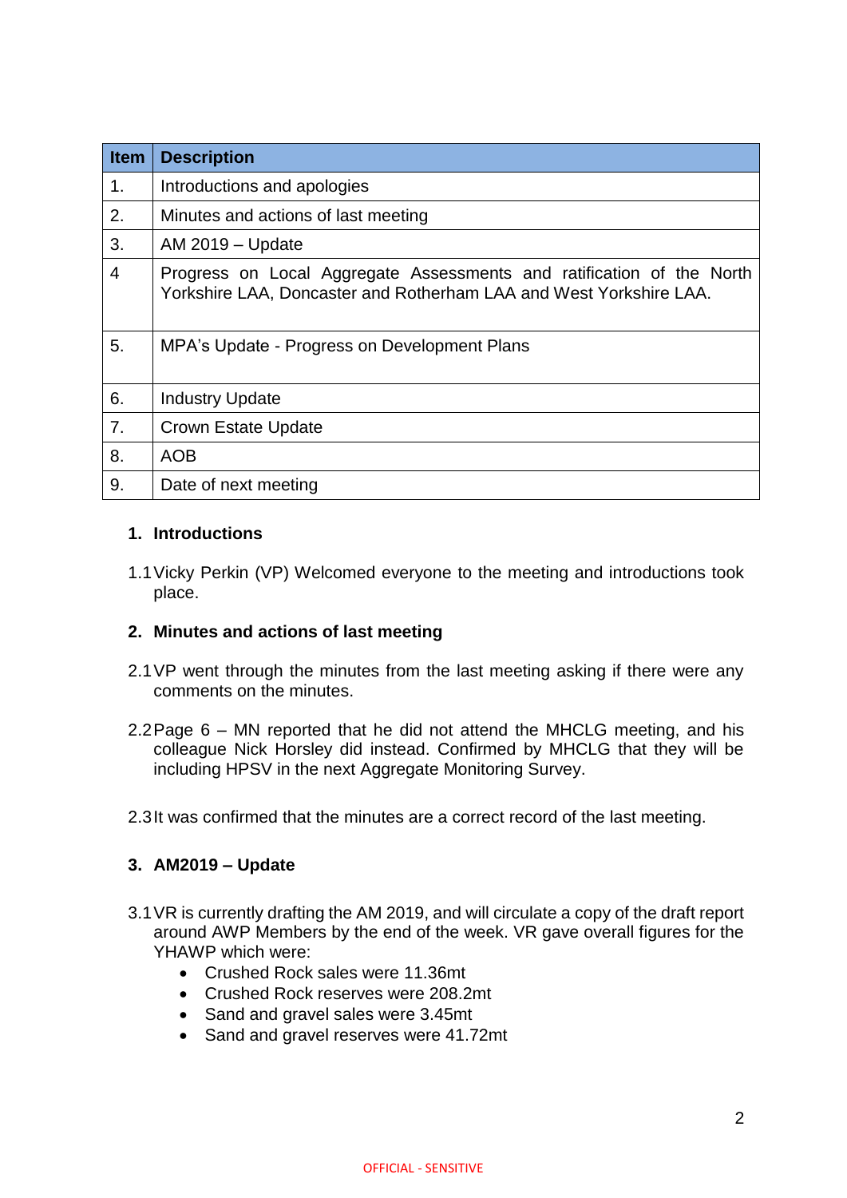| Item | Description |
|---|---|
| 1. | Introductions and apologies |
| 2. | Minutes and actions of last meeting |
| 3. | AM 2019 – Update |
| 4 | Progress on Local Aggregate Assessments and ratification of the North Yorkshire LAA, Doncaster and Rotherham LAA and West Yorkshire LAA. |
| 5. | MPA's Update - Progress on Development Plans |
| 6. | Industry Update |
| 7. | Crown Estate Update |
| 8. | AOB |
| 9. | Date of next meeting |

### 1. Introductions

1.1 Vicky Perkin (VP) Welcomed everyone to the meeting and introductions took place.

### 2. Minutes and actions of last meeting

2.1 VP went through the minutes from the last meeting asking if there were any comments on the minutes.

2.2 Page 6 – MN reported that he did not attend the MHCLG meeting, and his colleague Nick Horsley did instead. Confirmed by MHCLG that they will be including HPSV in the next Aggregate Monitoring Survey.

2.3 It was confirmed that the minutes are a correct record of the last meeting.

### 3. AM2019 – Update

3.1 VR is currently drafting the AM 2019, and will circulate a copy of the draft report around AWP Members by the end of the week. VR gave overall figures for the YHAWP which were:

- Crushed Rock sales were 11.36mt
- Crushed Rock reserves were 208.2mt
- Sand and gravel sales were 3.45mt
- Sand and gravel reserves were 41.72mt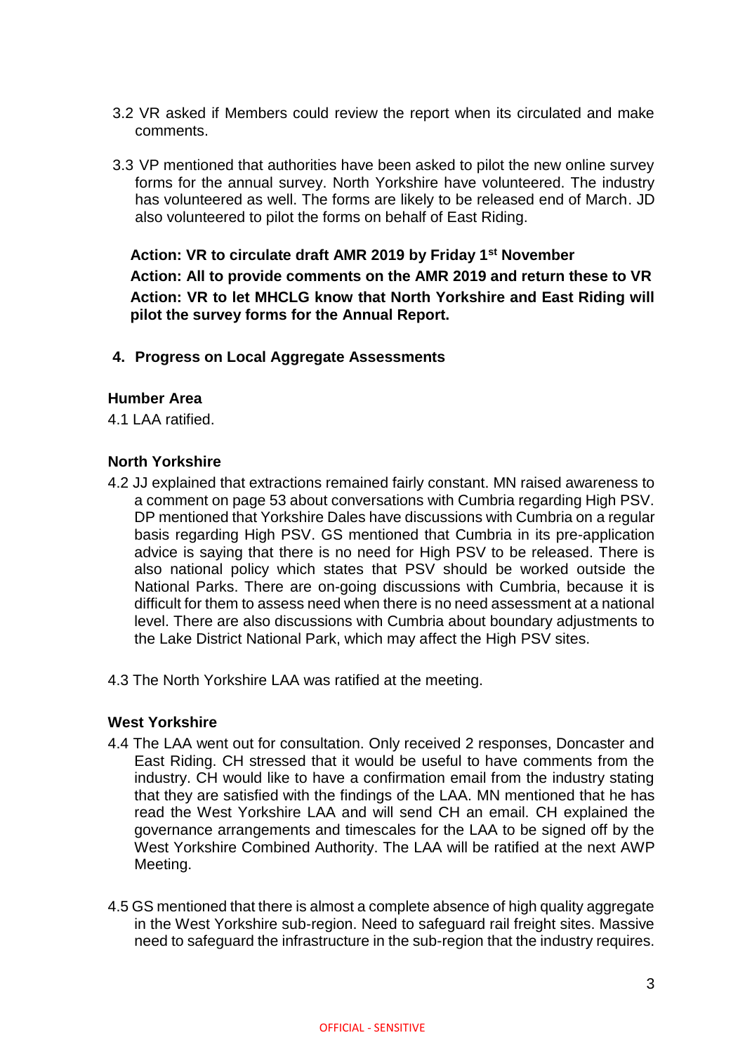3.2 VR asked if Members could review the report when its circulated and make comments.

3.3 VP mentioned that authorities have been asked to pilot the new online survey forms for the annual survey. North Yorkshire have volunteered. The industry has volunteered as well. The forms are likely to be released end of March. JD also volunteered to pilot the forms on behalf of East Riding.

**Action: VR to circulate draft AMR 2019 by Friday 1st November**
**Action: All to provide comments on the AMR 2019 and return these to VR**
**Action: VR to let MHCLG know that North Yorkshire and East Riding will pilot the survey forms for the Annual Report.**

## 4. Progress on Local Aggregate Assessments

### Humber Area

4.1 LAA ratified.

### North Yorkshire

4.2 JJ explained that extractions remained fairly constant. MN raised awareness to a comment on page 53 about conversations with Cumbria regarding High PSV. DP mentioned that Yorkshire Dales have discussions with Cumbria on a regular basis regarding High PSV. GS mentioned that Cumbria in its pre-application advice is saying that there is no need for High PSV to be released. There is also national policy which states that PSV should be worked outside the National Parks. There are on-going discussions with Cumbria, because it is difficult for them to assess need when there is no need assessment at a national level. There are also discussions with Cumbria about boundary adjustments to the Lake District National Park, which may affect the High PSV sites.

4.3 The North Yorkshire LAA was ratified at the meeting.

### West Yorkshire

4.4 The LAA went out for consultation. Only received 2 responses, Doncaster and East Riding. CH stressed that it would be useful to have comments from the industry. CH would like to have a confirmation email from the industry stating that they are satisfied with the findings of the LAA. MN mentioned that he has read the West Yorkshire LAA and will send CH an email. CH explained the governance arrangements and timescales for the LAA to be signed off by the West Yorkshire Combined Authority. The LAA will be ratified at the next AWP Meeting.

4.5 GS mentioned that there is almost a complete absence of high quality aggregate in the West Yorkshire sub-region. Need to safeguard rail freight sites. Massive need to safeguard the infrastructure in the sub-region that the industry requires.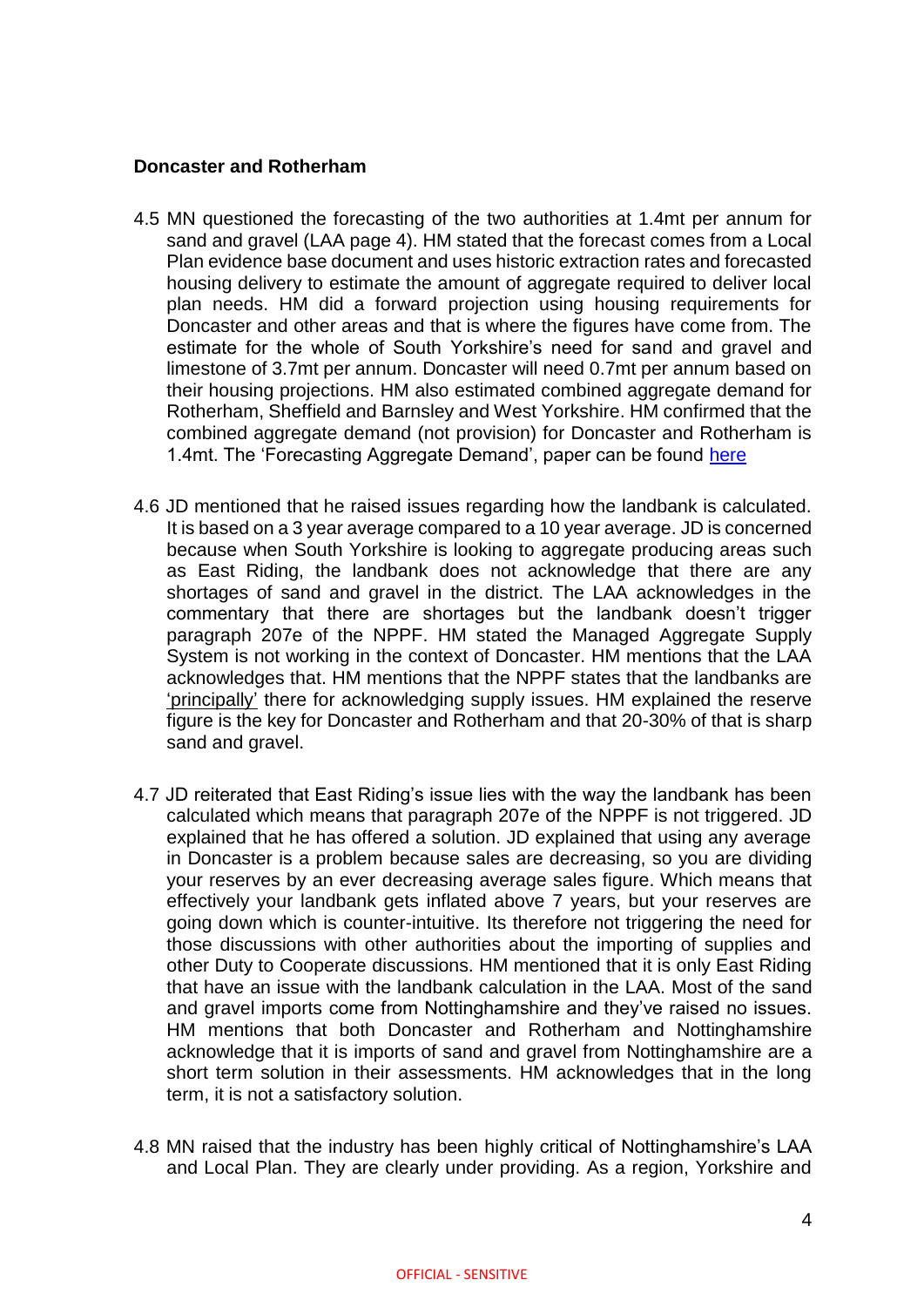**Doncaster and Rotherham**

4.5 MN questioned the forecasting of the two authorities at 1.4mt per annum for sand and gravel (LAA page 4). HM stated that the forecast comes from a Local Plan evidence base document and uses historic extraction rates and forecasted housing delivery to estimate the amount of aggregate required to deliver local plan needs. HM did a forward projection using housing requirements for Doncaster and other areas and that is where the figures have come from. The estimate for the whole of South Yorkshire's need for sand and gravel and limestone of 3.7mt per annum. Doncaster will need 0.7mt per annum based on their housing projections. HM also estimated combined aggregate demand for Rotherham, Sheffield and Barnsley and West Yorkshire. HM confirmed that the combined aggregate demand (not provision) for Doncaster and Rotherham is 1.4mt. The 'Forecasting Aggregate Demand', paper can be found here

4.6 JD mentioned that he raised issues regarding how the landbank is calculated. It is based on a 3 year average compared to a 10 year average. JD is concerned because when South Yorkshire is looking to aggregate producing areas such as East Riding, the landbank does not acknowledge that there are any shortages of sand and gravel in the district. The LAA acknowledges in the commentary that there are shortages but the landbank doesn't trigger paragraph 207e of the NPPF. HM stated the Managed Aggregate Supply System is not working in the context of Doncaster. HM mentions that the LAA acknowledges that. HM mentions that the NPPF states that the landbanks are 'principally' there for acknowledging supply issues. HM explained the reserve figure is the key for Doncaster and Rotherham and that 20-30% of that is sharp sand and gravel.

4.7 JD reiterated that East Riding's issue lies with the way the landbank has been calculated which means that paragraph 207e of the NPPF is not triggered. JD explained that he has offered a solution. JD explained that using any average in Doncaster is a problem because sales are decreasing, so you are dividing your reserves by an ever decreasing average sales figure. Which means that effectively your landbank gets inflated above 7 years, but your reserves are going down which is counter-intuitive. Its therefore not triggering the need for those discussions with other authorities about the importing of supplies and other Duty to Cooperate discussions. HM mentioned that it is only East Riding that have an issue with the landbank calculation in the LAA. Most of the sand and gravel imports come from Nottinghamshire and they've raised no issues. HM mentions that both Doncaster and Rotherham and Nottinghamshire acknowledge that it is imports of sand and gravel from Nottinghamshire are a short term solution in their assessments. HM acknowledges that in the long term, it is not a satisfactory solution.

4.8 MN raised that the industry has been highly critical of Nottinghamshire's LAA and Local Plan. They are clearly under providing. As a region, Yorkshire and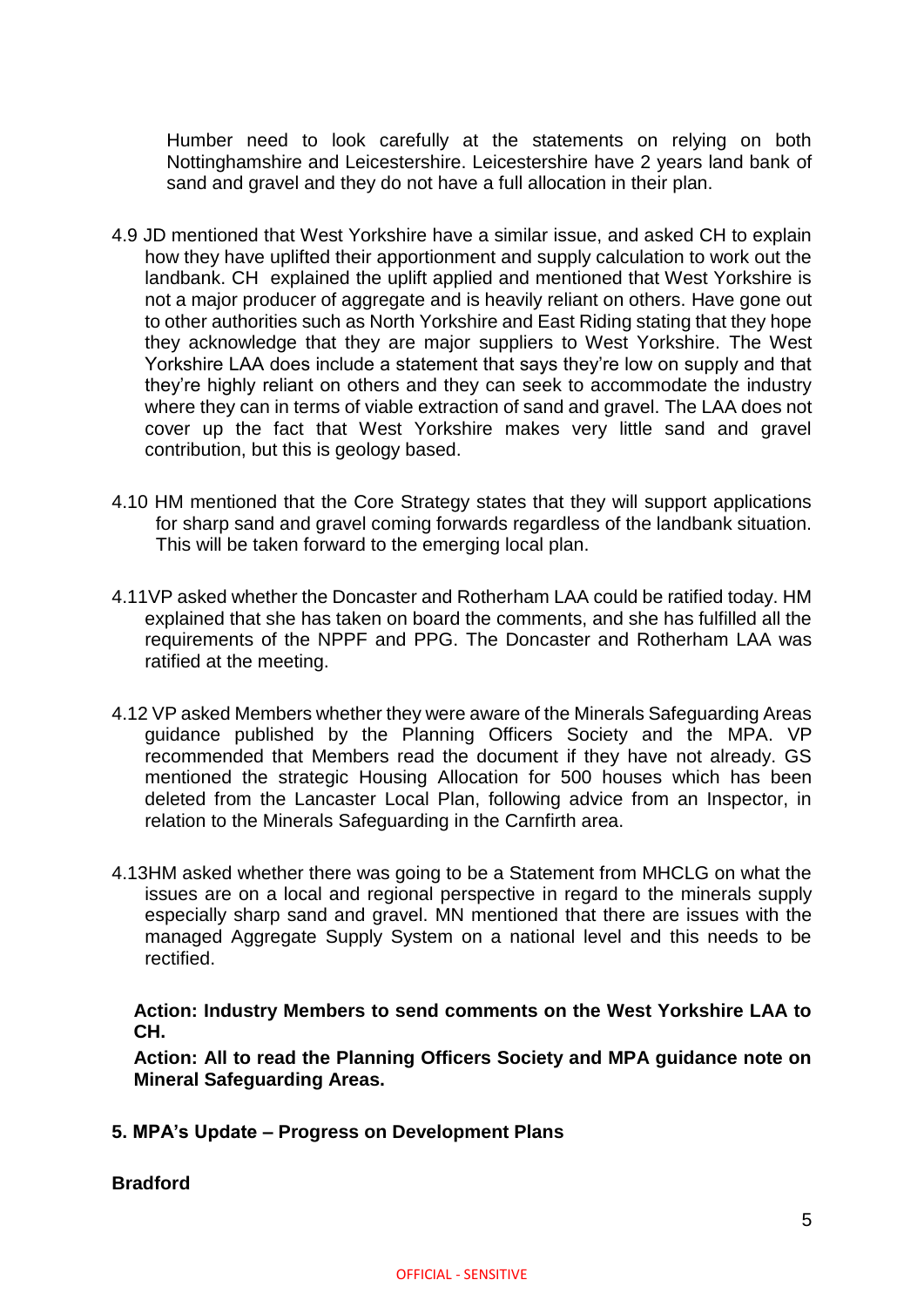Humber need to look carefully at the statements on relying on both Nottinghamshire and Leicestershire. Leicestershire have 2 years land bank of sand and gravel and they do not have a full allocation in their plan.

4.9 JD mentioned that West Yorkshire have a similar issue, and asked CH to explain how they have uplifted their apportionment and supply calculation to work out the landbank. CH explained the uplift applied and mentioned that West Yorkshire is not a major producer of aggregate and is heavily reliant on others. Have gone out to other authorities such as North Yorkshire and East Riding stating that they hope they acknowledge that they are major suppliers to West Yorkshire. The West Yorkshire LAA does include a statement that says they're low on supply and that they're highly reliant on others and they can seek to accommodate the industry where they can in terms of viable extraction of sand and gravel. The LAA does not cover up the fact that West Yorkshire makes very little sand and gravel contribution, but this is geology based.

4.10 HM mentioned that the Core Strategy states that they will support applications for sharp sand and gravel coming forwards regardless of the landbank situation. This will be taken forward to the emerging local plan.

4.11 VP asked whether the Doncaster and Rotherham LAA could be ratified today. HM explained that she has taken on board the comments, and she has fulfilled all the requirements of the NPPF and PPG. The Doncaster and Rotherham LAA was ratified at the meeting.

4.12 VP asked Members whether they were aware of the Minerals Safeguarding Areas guidance published by the Planning Officers Society and the MPA. VP recommended that Members read the document if they have not already. GS mentioned the strategic Housing Allocation for 500 houses which has been deleted from the Lancaster Local Plan, following advice from an Inspector, in relation to the Minerals Safeguarding in the Carnfirth area.

4.13 HM asked whether there was going to be a Statement from MHCLG on what the issues are on a local and regional perspective in regard to the minerals supply especially sharp sand and gravel. MN mentioned that there are issues with the managed Aggregate Supply System on a national level and this needs to be rectified.

**Action: Industry Members to send comments on the West Yorkshire LAA to CH.**

**Action: All to read the Planning Officers Society and MPA guidance note on Mineral Safeguarding Areas.**

## 5. MPA's Update – Progress on Development Plans

**Bradford**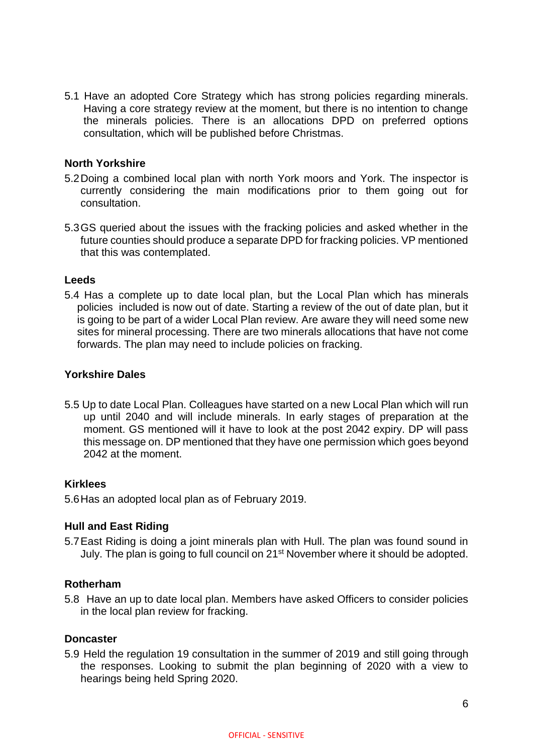5.1 Have an adopted Core Strategy which has strong policies regarding minerals. Having a core strategy review at the moment, but there is no intention to change the minerals policies. There is an allocations DPD on preferred options consultation, which will be published before Christmas.

**North Yorkshire**

5.2 Doing a combined local plan with north York moors and York. The inspector is currently considering the main modifications prior to them going out for consultation.

5.3 GS queried about the issues with the fracking policies and asked whether in the future counties should produce a separate DPD for fracking policies. VP mentioned that this was contemplated.

**Leeds**

5.4 Has a complete up to date local plan, but the Local Plan which has minerals policies included is now out of date. Starting a review of the out of date plan, but it is going to be part of a wider Local Plan review. Are aware they will need some new sites for mineral processing. There are two minerals allocations that have not come forwards. The plan may need to include policies on fracking.

**Yorkshire Dales**

5.5 Up to date Local Plan. Colleagues have started on a new Local Plan which will run up until 2040 and will include minerals. In early stages of preparation at the moment. GS mentioned will it have to look at the post 2042 expiry. DP will pass this message on. DP mentioned that they have one permission which goes beyond 2042 at the moment.

**Kirklees**

5.6 Has an adopted local plan as of February 2019.

**Hull and East Riding**

5.7 East Riding is doing a joint minerals plan with Hull. The plan was found sound in July. The plan is going to full council on 21st November where it should be adopted.

**Rotherham**

5.8 Have an up to date local plan. Members have asked Officers to consider policies in the local plan review for fracking.

**Doncaster**

5.9 Held the regulation 19 consultation in the summer of 2019 and still going through the responses. Looking to submit the plan beginning of 2020 with a view to hearings being held Spring 2020.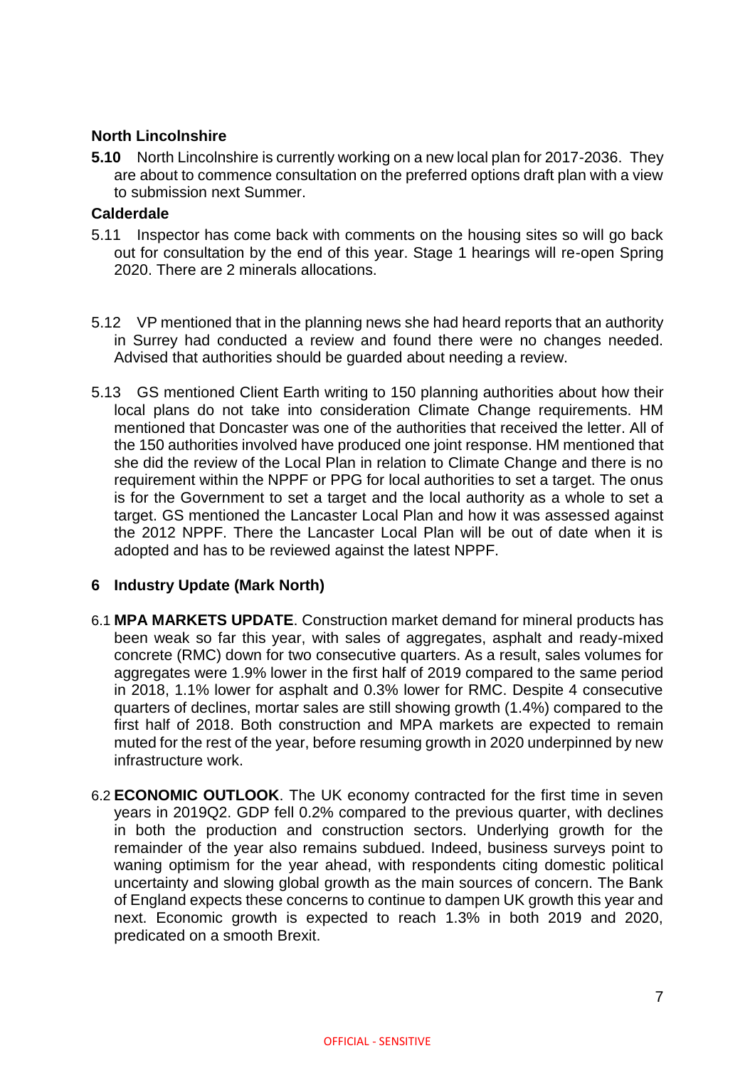**North Lincolnshire**

**5.10** North Lincolnshire is currently working on a new local plan for 2017-2036. They are about to commence consultation on the preferred options draft plan with a view to submission next Summer.

**Calderdale**

5.11 Inspector has come back with comments on the housing sites so will go back out for consultation by the end of this year. Stage 1 hearings will re-open Spring 2020. There are 2 minerals allocations.

5.12 VP mentioned that in the planning news she had heard reports that an authority in Surrey had conducted a review and found there were no changes needed. Advised that authorities should be guarded about needing a review.

5.13 GS mentioned Client Earth writing to 150 planning authorities about how their local plans do not take into consideration Climate Change requirements. HM mentioned that Doncaster was one of the authorities that received the letter. All of the 150 authorities involved have produced one joint response. HM mentioned that she did the review of the Local Plan in relation to Climate Change and there is no requirement within the NPPF or PPG for local authorities to set a target. The onus is for the Government to set a target and the local authority as a whole to set a target. GS mentioned the Lancaster Local Plan and how it was assessed against the 2012 NPPF. There the Lancaster Local Plan will be out of date when it is adopted and has to be reviewed against the latest NPPF.

## 6 Industry Update (Mark North)

6.1 **MPA MARKETS UPDATE**. Construction market demand for mineral products has been weak so far this year, with sales of aggregates, asphalt and ready-mixed concrete (RMC) down for two consecutive quarters. As a result, sales volumes for aggregates were 1.9% lower in the first half of 2019 compared to the same period in 2018, 1.1% lower for asphalt and 0.3% lower for RMC. Despite 4 consecutive quarters of declines, mortar sales are still showing growth (1.4%) compared to the first half of 2018. Both construction and MPA markets are expected to remain muted for the rest of the year, before resuming growth in 2020 underpinned by new infrastructure work.

6.2 **ECONOMIC OUTLOOK**. The UK economy contracted for the first time in seven years in 2019Q2. GDP fell 0.2% compared to the previous quarter, with declines in both the production and construction sectors. Underlying growth for the remainder of the year also remains subdued. Indeed, business surveys point to waning optimism for the year ahead, with respondents citing domestic political uncertainty and slowing global growth as the main sources of concern. The Bank of England expects these concerns to continue to dampen UK growth this year and next. Economic growth is expected to reach 1.3% in both 2019 and 2020, predicated on a smooth Brexit.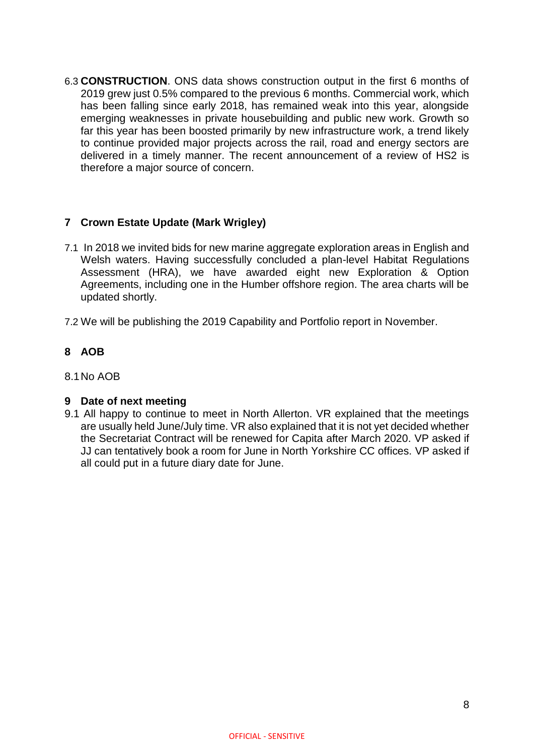6.3 **CONSTRUCTION**. ONS data shows construction output in the first 6 months of 2019 grew just 0.5% compared to the previous 6 months. Commercial work, which has been falling since early 2018, has remained weak into this year, alongside emerging weaknesses in private housebuilding and public new work. Growth so far this year has been boosted primarily by new infrastructure work, a trend likely to continue provided major projects across the rail, road and energy sectors are delivered in a timely manner. The recent announcement of a review of HS2 is therefore a major source of concern.

## 7 Crown Estate Update (Mark Wrigley)

7.1 In 2018 we invited bids for new marine aggregate exploration areas in English and Welsh waters. Having successfully concluded a plan-level Habitat Regulations Assessment (HRA), we have awarded eight new Exploration & Option Agreements, including one in the Humber offshore region. The area charts will be updated shortly.

7.2 We will be publishing the 2019 Capability and Portfolio report in November.

## 8 AOB

8.1 No AOB

## 9 Date of next meeting

9.1 All happy to continue to meet in North Allerton. VR explained that the meetings are usually held June/July time. VR also explained that it is not yet decided whether the Secretariat Contract will be renewed for Capita after March 2020. VP asked if JJ can tentatively book a room for June in North Yorkshire CC offices. VP asked if all could put in a future diary date for June.

OFFICIAL - SENSITIVE